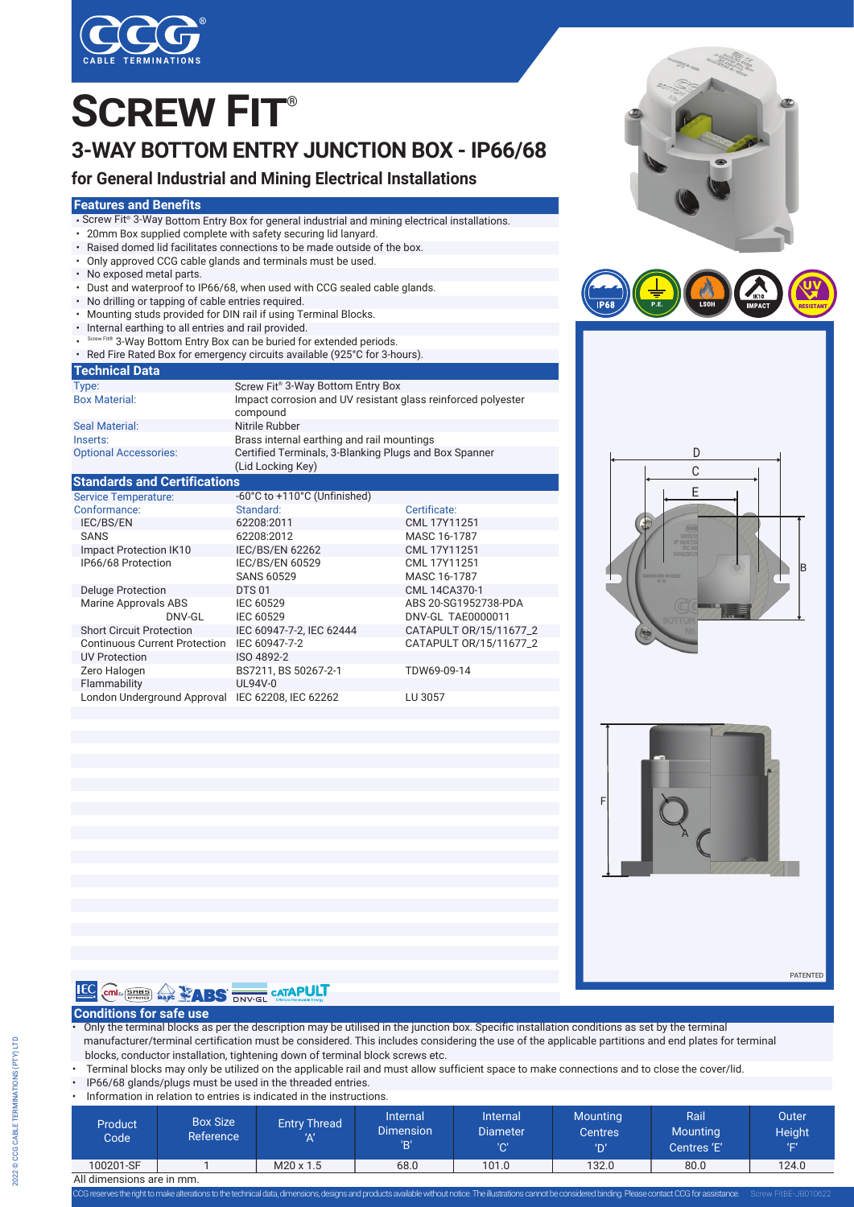# SCREW FIT®

## 3-WAY BOTTOM ENTRY JUNCTION BOX - IP66/68

### for General Industrial and Mining Electrical Installations

## Features and Benefits

- Screw Fit® 3-Way Bottom Entry Box for general industrial and mining electrical installations.
- 20mm Box supplied complete with safety securing lid lanyard.
- Raised domed lid facilitates connections to be made outside of the box.
- Only approved CCG cable glands and terminals must be used.
- No exposed metal parts.
- Dust and waterproof to IP66/68, when used with CCG sealed cable glands.
- No drilling or tapping of cable entries required.
- Mounting studs provided for DIN rail if using Terminal Blocks.
- Internal earthing to all entries and rail provided.
- Screw Fit® 3-Way Bottom Entry Box can be buried for extended periods.
- Red Fire Rated Box for emergency circuits available (925°C for 3-hours).

## Technical Data

| | |
|---|---|
| Type: | Screw Fit® 3-Way Bottom Entry Box |
| Box Material: | Impact corrosion and UV resistant glass reinforced polyester compound |
| Seal Material: | Nitrile Rubber |
| Inserts: | Brass internal earthing and rail mountings |
| Optional Accessories: | Certified Terminals, 3-Blanking Plugs and Box Spanner (Lid Locking Key) |

## Standards and Certifications

| | | |
|---|---|---|
| Service Temperature: | -60°C to +110°C (Unfinished) | |
| Conformance: | Standard: | Certificate: |
| IEC/BS/EN | 62208:2011 | CML 17Y11251 |
| SANS | 62208:2012 | MASC 16-1787 |
| Impact Protection IK10 | IEC/BS/EN 62262 | CML 17Y11251 |
| IP66/68 Protection | IEC/BS/EN 60529 | CML 17Y11251 |
| | SANS 60529 | MASC 16-1787 |
| Deluge Protection | DTS 01 | CML 14CA370-1 |
| Marine Approvals ABS | IEC 60529 | ABS 20-SG1952738-PDA |
| DNV-GL | IEC 60529 | DNV-GL TAE0000011 |
| Short Circuit Protection | IEC 60947-7-2, IEC 62444 | CATAPULT OR/15/11677_2 |
| Continuous Current Protection | IEC 60947-7-2 | CATAPULT OR/15/11677_2 |
| UV Protection | ISO 4892-2 | |
| Zero Halogen | BS7211, BS 50267-2-1 | TDW69-09-14 |
| Flammability | UL94V-0 | |
| London Underground Approval | IEC 62208, IEC 62262 | LU 3057 |

IP68 | P.E. | LSOH | IK10 IMPACT | UV RESISTANT

PATENTED

## Conditions for safe use

- Only the terminal blocks as per the description may be utilised in the junction box. Specific installation conditions as set by the terminal manufacturer/terminal certification must be considered. This includes considering the use of the applicable partitions and end plates for terminal blocks, conductor installation, tightening down of terminal block screws etc.
- Terminal blocks may only be utilized on the applicable rail and must allow sufficient space to make connections and to close the cover/lid.
- IP66/68 glands/plugs must be used in the threaded entries.
- Information in relation to entries is indicated in the instructions.

| Product Code | Box Size Reference | Entry Thread 'A' | Internal Dimension 'B' | Internal Diameter 'C' | Mounting Centres 'D' | Rail Mounting Centres 'E' | Outer Height 'F' |
|---|---|---|---|---|---|---|---|
| 100201-SF | 1 | M20 x 1.5 | 68.0 | 101.0 | 132.0 | 80.0 | 124.0 |

All dimensions are in mm.

CCG reserves the right to make alterations to the technical data, dimensions, designs and products available without notice. The illustrations cannot be considered binding. Please contact CCG for assistance. Screw FitBE-JB010622

2022 © CCG CABLE TERMINATIONS (PTY) LTD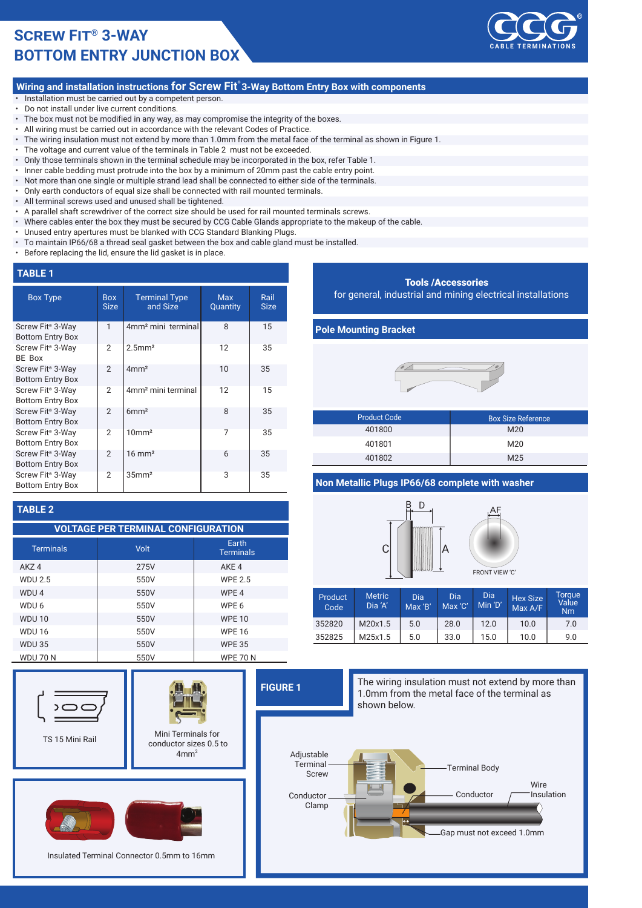# SCREW FIT® 3-WAY BOTTOM ENTRY JUNCTION BOX

CCG CABLE TERMINATIONS

## Wiring and installation instructions for Screw Fit® 3-Way Bottom Entry Box with components

- Installation must be carried out by a competent person.
- Do not install under live current conditions.
- The box must not be modified in any way, as may compromise the integrity of the boxes.
- All wiring must be carried out in accordance with the relevant Codes of Practice.
- The wiring insulation must not extend by more than 1.0mm from the metal face of the terminal as shown in Figure 1.
- The voltage and current value of the terminals in Table 2 must not be exceeded.
- Only those terminals shown in the terminal schedule may be incorporated in the box, refer Table 1.
- Inner cable bedding must protrude into the box by a minimum of 20mm past the cable entry point.
- Not more than one single or multiple strand lead shall be connected to either side of the terminals.
- Only earth conductors of equal size shall be connected with rail mounted terminals.
- All terminal screws used and unused shall be tightened.
- A parallel shaft screwdriver of the correct size should be used for rail mounted terminals screws.
- Where cables enter the box they must be secured by CCG Cable Glands appropriate to the makeup of the cable.
- Unused entry apertures must be blanked with CCG Standard Blanking Plugs.
- To maintain IP66/68 a thread seal gasket between the box and cable gland must be installed.
- Before replacing the lid, ensure the lid gasket is in place.

## TABLE 1

| Box Type | Box Size | Terminal Type and Size | Max Quantity | Rail Size |
|---|---|---|---|---|
| Screw Fit® 3-Way Bottom Entry Box | 1 | 4mm² mini terminal | 8 | 15 |
| Screw Fit® 3-Way BE Box | 2 | 2.5mm² | 12 | 35 |
| Screw Fit® 3-Way Bottom Entry Box | 2 | 4mm² | 10 | 35 |
| Screw Fit® 3-Way Bottom Entry Box | 2 | 4mm² mini terminal | 12 | 15 |
| Screw Fit® 3-Way Bottom Entry Box | 2 | 6mm² | 8 | 35 |
| Screw Fit® 3-Way Bottom Entry Box | 2 | 10mm² | 7 | 35 |
| Screw Fit® 3-Way Bottom Entry Box | 2 | 16 mm² | 6 | 35 |
| Screw Fit® 3-Way Bottom Entry Box | 2 | 35mm² | 3 | 35 |

## TABLE 2

| VOLTAGE PER TERMINAL CONFIGURATION | | |
|---|---|---|
| Terminals | Volt | Earth Terminals |
| AKZ 4 | 275V | AKE 4 |
| WDU 2.5 | 550V | WPE 2.5 |
| WDU 4 | 550V | WPE 4 |
| WDU 6 | 550V | WPE 6 |
| WDU 10 | 550V | WPE 10 |
| WDU 16 | 550V | WPE 16 |
| WDU 35 | 550V | WPE 35 |
| WDU 70 N | 550V | WPE 70 N |

## Tools /Accessories

for general, industrial and mining electrical installations

### Pole Mounting Bracket

| Product Code | Box Size Reference |
|---|---|
| 401800 | M20 |
| 401801 | M20 |
| 401802 | M25 |

### Non Metallic Plugs IP66/68 complete with washer

B D C A AF

FRONT VIEW 'C'

| Product Code | Metric Dia 'A' | Dia Max 'B' | Dia Max 'C' | Dia Min 'D' | Hex Size Max A/F | Torque Value Nm |
|---|---|---|---|---|---|---|
| 352820 | M20x1.5 | 5.0 | 28.0 | 12.0 | 10.0 | 7.0 |
| 352825 | M25x1.5 | 5.0 | 33.0 | 15.0 | 10.0 | 9.0 |

TS 15 Mini Rail

Mini Terminals for conductor sizes 0.5 to 4mm²

Insulated Terminal Connector 0.5mm to 16mm

## FIGURE 1

The wiring insulation must not extend by more than 1.0mm from the metal face of the terminal as shown below.

Adjustable Terminal Screw

Terminal Body

Wire Insulation

Conductor Clamp

Conductor

Gap must not exceed 1.0mm